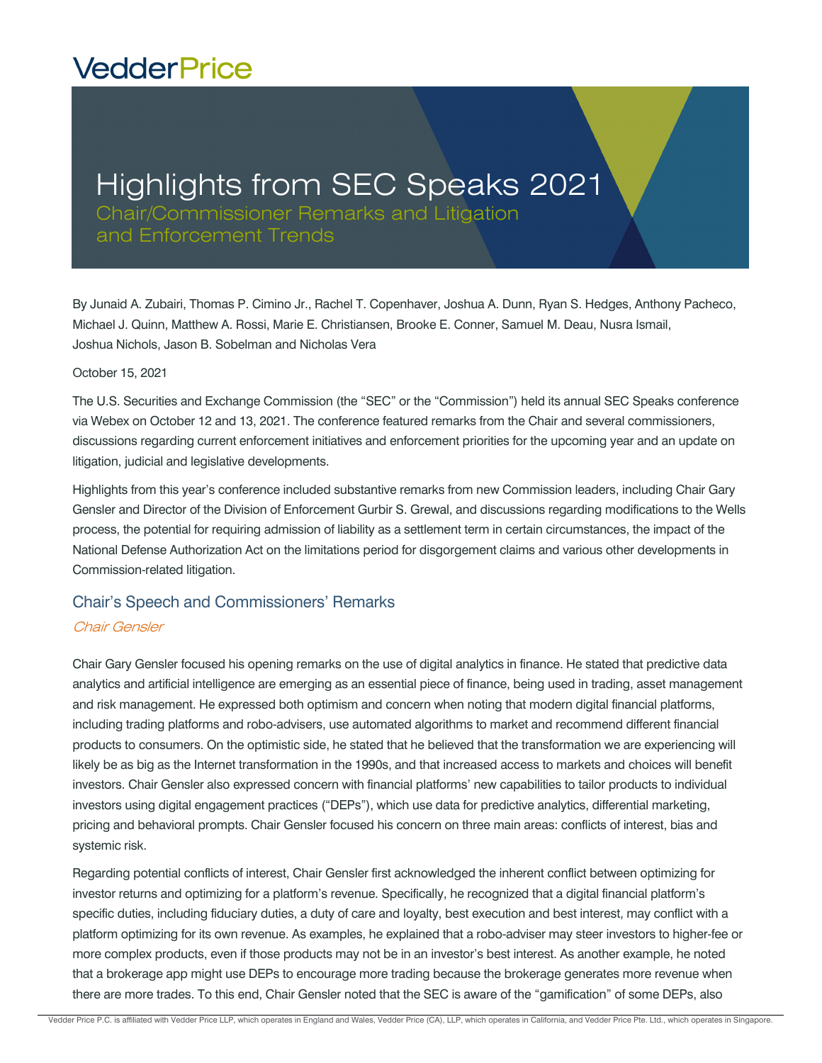VedderPrice

# Highlights from SEC Speaks 2021

## Chair/Commissioner Remarks and Litigation and Enforcement Trends

By Junaid A. Zubairi, Thomas P. Cimino Jr., Rachel T. Copenhaver, Joshua A. Dunn, Ryan S. Hedges, Anthony Pacheco, Michael J. Quinn, Matthew A. Rossi, Marie E. Christiansen, Brooke E. Conner, Samuel M. Deau, Nusra Ismail, Joshua Nichols, Jason B. Sobelman and Nicholas Vera

October 15, 2021

The U.S. Securities and Exchange Commission (the "SEC" or the "Commission") held its annual SEC Speaks conference via Webex on October 12 and 13, 2021. The conference featured remarks from the Chair and several commissioners, discussions regarding current enforcement initiatives and enforcement priorities for the upcoming year and an update on litigation, judicial and legislative developments.

Highlights from this year's conference included substantive remarks from new Commission leaders, including Chair Gary Gensler and Director of the Division of Enforcement Gurbir S. Grewal, and discussions regarding modifications to the Wells process, the potential for requiring admission of liability as a settlement term in certain circumstances, the impact of the National Defense Authorization Act on the limitations period for disgorgement claims and various other developments in Commission-related litigation.

## Chair's Speech and Commissioners' Remarks

### *Chair Gensler*

Chair Gary Gensler focused his opening remarks on the use of digital analytics in finance. He stated that predictive data analytics and artificial intelligence are emerging as an essential piece of finance, being used in trading, asset management and risk management. He expressed both optimism and concern when noting that modern digital financial platforms, including trading platforms and robo-advisers, use automated algorithms to market and recommend different financial products to consumers. On the optimistic side, he stated that he believed that the transformation we are experiencing will likely be as big as the Internet transformation in the 1990s, and that increased access to markets and choices will benefit investors. Chair Gensler also expressed concern with financial platforms' new capabilities to tailor products to individual investors using digital engagement practices ("DEPs"), which use data for predictive analytics, differential marketing, pricing and behavioral prompts. Chair Gensler focused his concern on three main areas: conflicts of interest, bias and systemic risk.

Regarding potential conflicts of interest, Chair Gensler first acknowledged the inherent conflict between optimizing for investor returns and optimizing for a platform's revenue. Specifically, he recognized that a digital financial platform's specific duties, including fiduciary duties, a duty of care and loyalty, best execution and best interest, may conflict with a platform optimizing for its own revenue. As examples, he explained that a robo-adviser may steer investors to higher-fee or more complex products, even if those products may not be in an investor's best interest. As another example, he noted that a brokerage app might use DEPs to encourage more trading because the brokerage generates more revenue when there are more trades. To this end, Chair Gensler noted that the SEC is aware of the "gamification" of some DEPs, also

Vedder Price P.C. is affiliated with Vedder Price LLP, which operates in England and Wales, Vedder Price (CA), LLP, which operates in California, and Vedder Price Pte. Ltd., which operates in Singapore.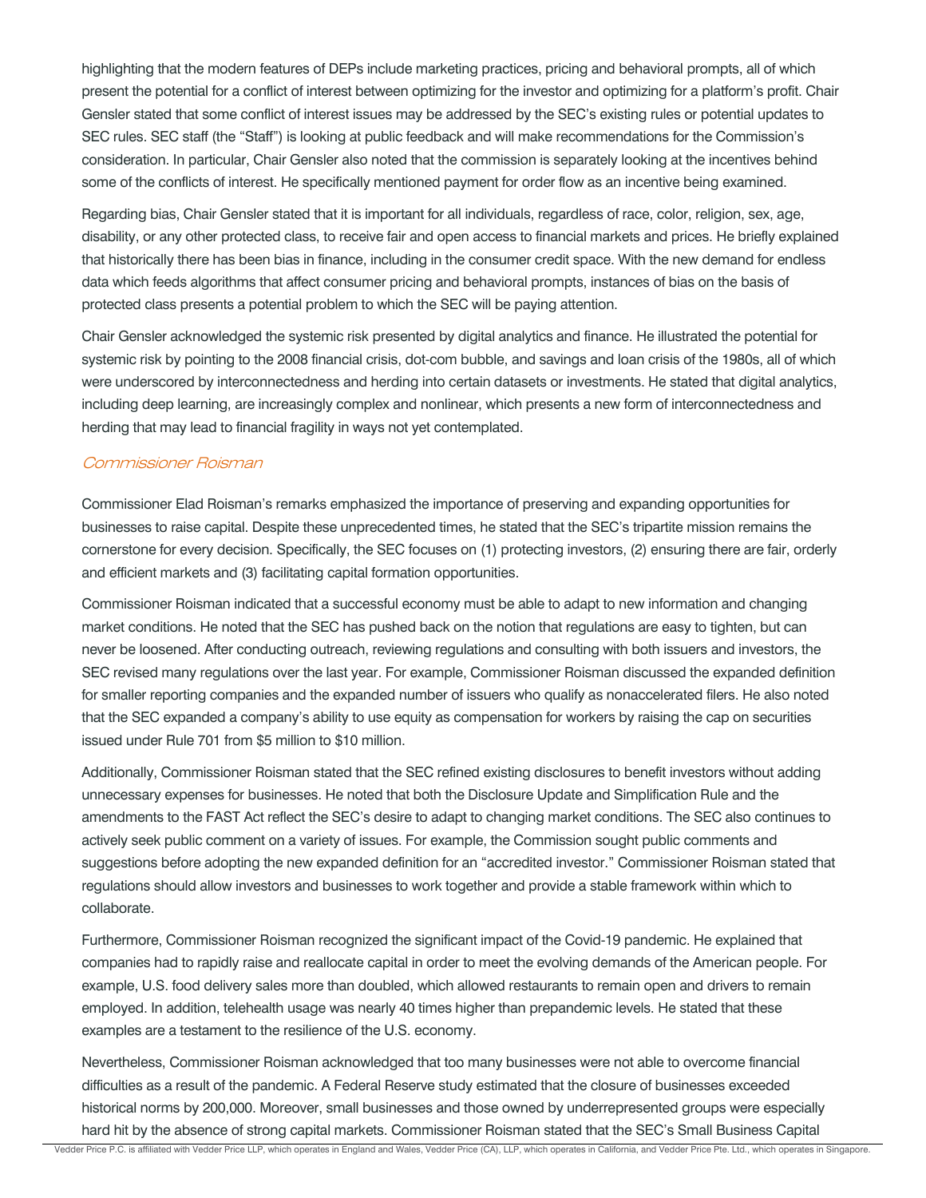highlighting that the modern features of DEPs include marketing practices, pricing and behavioral prompts, all of which present the potential for a conflict of interest between optimizing for the investor and optimizing for a platform's profit. Chair Gensler stated that some conflict of interest issues may be addressed by the SEC's existing rules or potential updates to SEC rules. SEC staff (the "Staff") is looking at public feedback and will make recommendations for the Commission's consideration. In particular, Chair Gensler also noted that the commission is separately looking at the incentives behind some of the conflicts of interest. He specifically mentioned payment for order flow as an incentive being examined.

Regarding bias, Chair Gensler stated that it is important for all individuals, regardless of race, color, religion, sex, age, disability, or any other protected class, to receive fair and open access to financial markets and prices. He briefly explained that historically there has been bias in finance, including in the consumer credit space. With the new demand for endless data which feeds algorithms that affect consumer pricing and behavioral prompts, instances of bias on the basis of protected class presents a potential problem to which the SEC will be paying attention.

Chair Gensler acknowledged the systemic risk presented by digital analytics and finance. He illustrated the potential for systemic risk by pointing to the 2008 financial crisis, dot-com bubble, and savings and loan crisis of the 1980s, all of which were underscored by interconnectedness and herding into certain datasets or investments. He stated that digital analytics, including deep learning, are increasingly complex and nonlinear, which presents a new form of interconnectedness and herding that may lead to financial fragility in ways not yet contemplated.

### *Commissioner Roisman*

Commissioner Elad Roisman's remarks emphasized the importance of preserving and expanding opportunities for businesses to raise capital. Despite these unprecedented times, he stated that the SEC's tripartite mission remains the cornerstone for every decision. Specifically, the SEC focuses on (1) protecting investors, (2) ensuring there are fair, orderly and efficient markets and (3) facilitating capital formation opportunities.

Commissioner Roisman indicated that a successful economy must be able to adapt to new information and changing market conditions. He noted that the SEC has pushed back on the notion that regulations are easy to tighten, but can never be loosened. After conducting outreach, reviewing regulations and consulting with both issuers and investors, the SEC revised many regulations over the last year. For example, Commissioner Roisman discussed the expanded definition for smaller reporting companies and the expanded number of issuers who qualify as nonaccelerated filers. He also noted that the SEC expanded a company's ability to use equity as compensation for workers by raising the cap on securities issued under Rule 701 from $5 million to $10 million.

Additionally, Commissioner Roisman stated that the SEC refined existing disclosures to benefit investors without adding unnecessary expenses for businesses. He noted that both the Disclosure Update and Simplification Rule and the amendments to the FAST Act reflect the SEC's desire to adapt to changing market conditions. The SEC also continues to actively seek public comment on a variety of issues. For example, the Commission sought public comments and suggestions before adopting the new expanded definition for an "accredited investor." Commissioner Roisman stated that regulations should allow investors and businesses to work together and provide a stable framework within which to collaborate.

Furthermore, Commissioner Roisman recognized the significant impact of the Covid-19 pandemic. He explained that companies had to rapidly raise and reallocate capital in order to meet the evolving demands of the American people. For example, U.S. food delivery sales more than doubled, which allowed restaurants to remain open and drivers to remain employed. In addition, telehealth usage was nearly 40 times higher than prepandemic levels. He stated that these examples are a testament to the resilience of the U.S. economy.

Nevertheless, Commissioner Roisman acknowledged that too many businesses were not able to overcome financial difficulties as a result of the pandemic. A Federal Reserve study estimated that the closure of businesses exceeded historical norms by 200,000. Moreover, small businesses and those owned by underrepresented groups were especially hard hit by the absence of strong capital markets. Commissioner Roisman stated that the SEC's Small Business Capital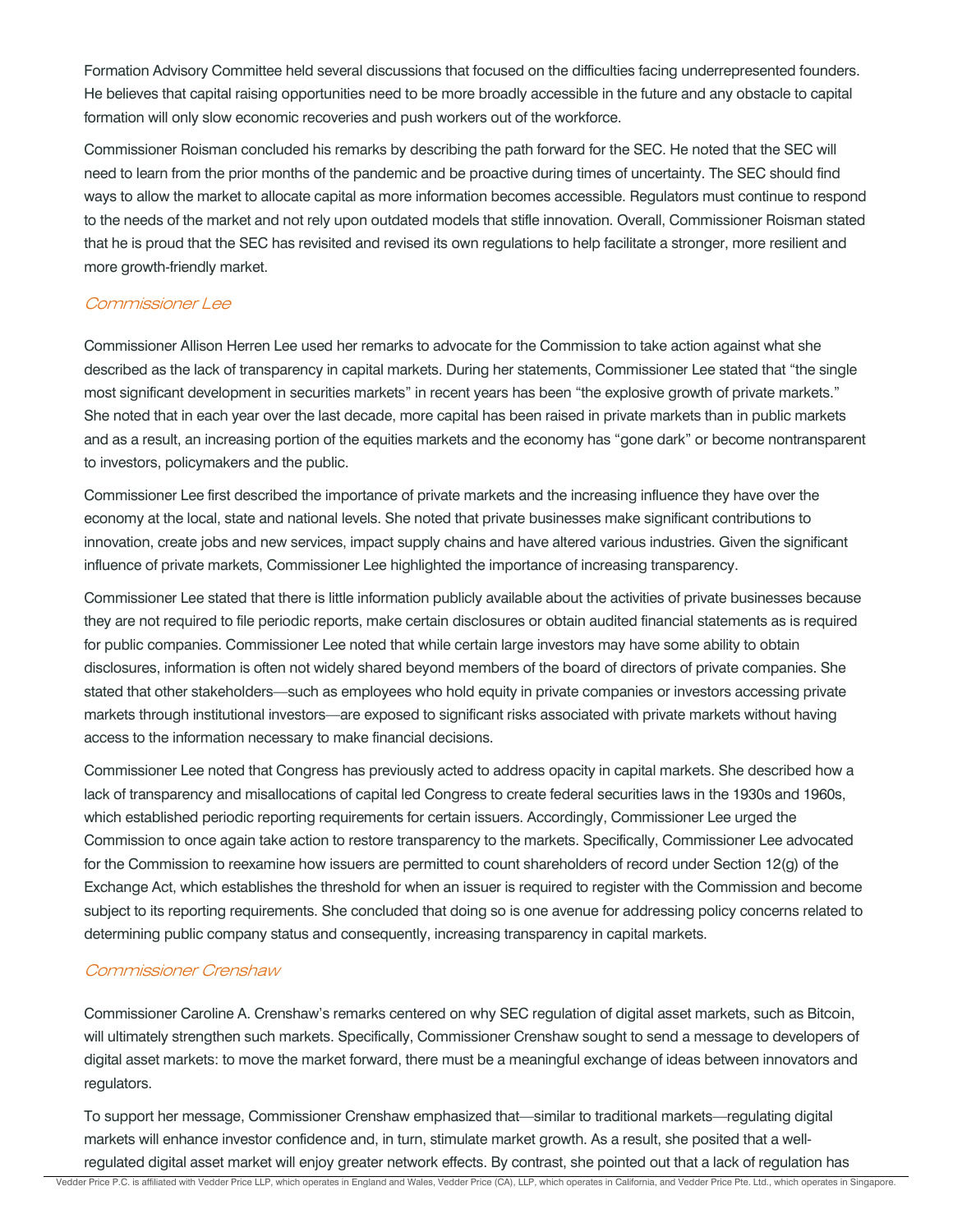Formation Advisory Committee held several discussions that focused on the difficulties facing underrepresented founders. He believes that capital raising opportunities need to be more broadly accessible in the future and any obstacle to capital formation will only slow economic recoveries and push workers out of the workforce.

Commissioner Roisman concluded his remarks by describing the path forward for the SEC. He noted that the SEC will need to learn from the prior months of the pandemic and be proactive during times of uncertainty. The SEC should find ways to allow the market to allocate capital as more information becomes accessible. Regulators must continue to respond to the needs of the market and not rely upon outdated models that stifle innovation. Overall, Commissioner Roisman stated that he is proud that the SEC has revisited and revised its own regulations to help facilitate a stronger, more resilient and more growth-friendly market.

### *Commissioner Lee*

Commissioner Allison Herren Lee used her remarks to advocate for the Commission to take action against what she described as the lack of transparency in capital markets. During her statements, Commissioner Lee stated that "the single most significant development in securities markets" in recent years has been "the explosive growth of private markets." She noted that in each year over the last decade, more capital has been raised in private markets than in public markets and as a result, an increasing portion of the equities markets and the economy has "gone dark" or become nontransparent to investors, policymakers and the public.

Commissioner Lee first described the importance of private markets and the increasing influence they have over the economy at the local, state and national levels. She noted that private businesses make significant contributions to innovation, create jobs and new services, impact supply chains and have altered various industries. Given the significant influence of private markets, Commissioner Lee highlighted the importance of increasing transparency.

Commissioner Lee stated that there is little information publicly available about the activities of private businesses because they are not required to file periodic reports, make certain disclosures or obtain audited financial statements as is required for public companies. Commissioner Lee noted that while certain large investors may have some ability to obtain disclosures, information is often not widely shared beyond members of the board of directors of private companies. She stated that other stakeholders—such as employees who hold equity in private companies or investors accessing private markets through institutional investors—are exposed to significant risks associated with private markets without having access to the information necessary to make financial decisions.

Commissioner Lee noted that Congress has previously acted to address opacity in capital markets. She described how a lack of transparency and misallocations of capital led Congress to create federal securities laws in the 1930s and 1960s, which established periodic reporting requirements for certain issuers. Accordingly, Commissioner Lee urged the Commission to once again take action to restore transparency to the markets. Specifically, Commissioner Lee advocated for the Commission to reexamine how issuers are permitted to count shareholders of record under Section 12(g) of the Exchange Act, which establishes the threshold for when an issuer is required to register with the Commission and become subject to its reporting requirements. She concluded that doing so is one avenue for addressing policy concerns related to determining public company status and consequently, increasing transparency in capital markets.

### *Commissioner Crenshaw*

Commissioner Caroline A. Crenshaw's remarks centered on why SEC regulation of digital asset markets, such as Bitcoin, will ultimately strengthen such markets. Specifically, Commissioner Crenshaw sought to send a message to developers of digital asset markets: to move the market forward, there must be a meaningful exchange of ideas between innovators and regulators.

To support her message, Commissioner Crenshaw emphasized that—similar to traditional markets—regulating digital markets will enhance investor confidence and, in turn, stimulate market growth. As a result, she posited that a well-regulated digital asset market will enjoy greater network effects. By contrast, she pointed out that a lack of regulation has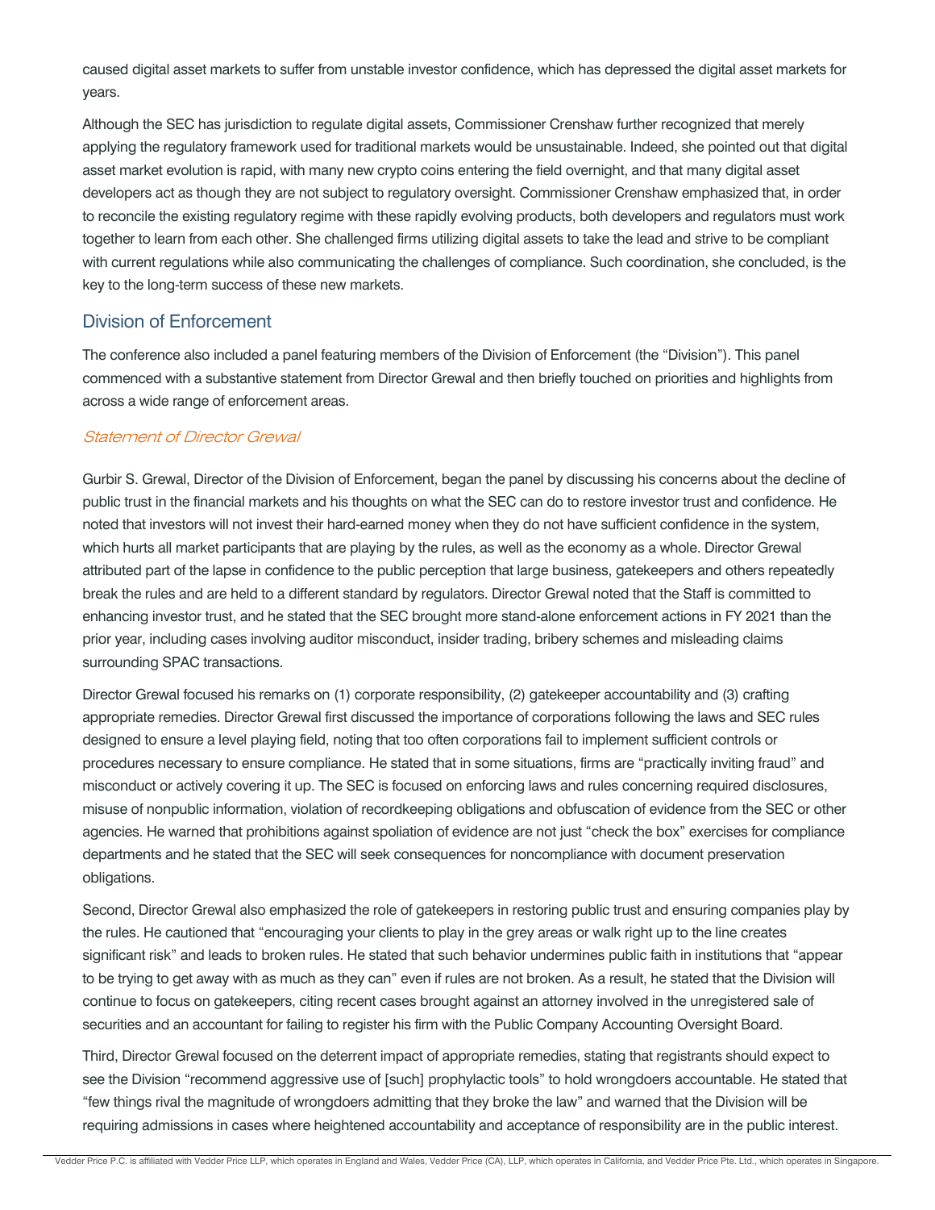caused digital asset markets to suffer from unstable investor confidence, which has depressed the digital asset markets for years.

Although the SEC has jurisdiction to regulate digital assets, Commissioner Crenshaw further recognized that merely applying the regulatory framework used for traditional markets would be unsustainable. Indeed, she pointed out that digital asset market evolution is rapid, with many new crypto coins entering the field overnight, and that many digital asset developers act as though they are not subject to regulatory oversight. Commissioner Crenshaw emphasized that, in order to reconcile the existing regulatory regime with these rapidly evolving products, both developers and regulators must work together to learn from each other. She challenged firms utilizing digital assets to take the lead and strive to be compliant with current regulations while also communicating the challenges of compliance. Such coordination, she concluded, is the key to the long-term success of these new markets.

## Division of Enforcement

The conference also included a panel featuring members of the Division of Enforcement (the "Division"). This panel commenced with a substantive statement from Director Grewal and then briefly touched on priorities and highlights from across a wide range of enforcement areas.

### *Statement of Director Grewal*

Gurbir S. Grewal, Director of the Division of Enforcement, began the panel by discussing his concerns about the decline of public trust in the financial markets and his thoughts on what the SEC can do to restore investor trust and confidence. He noted that investors will not invest their hard-earned money when they do not have sufficient confidence in the system, which hurts all market participants that are playing by the rules, as well as the economy as a whole. Director Grewal attributed part of the lapse in confidence to the public perception that large business, gatekeepers and others repeatedly break the rules and are held to a different standard by regulators. Director Grewal noted that the Staff is committed to enhancing investor trust, and he stated that the SEC brought more stand-alone enforcement actions in FY 2021 than the prior year, including cases involving auditor misconduct, insider trading, bribery schemes and misleading claims surrounding SPAC transactions.

Director Grewal focused his remarks on (1) corporate responsibility, (2) gatekeeper accountability and (3) crafting appropriate remedies. Director Grewal first discussed the importance of corporations following the laws and SEC rules designed to ensure a level playing field, noting that too often corporations fail to implement sufficient controls or procedures necessary to ensure compliance. He stated that in some situations, firms are "practically inviting fraud" and misconduct or actively covering it up. The SEC is focused on enforcing laws and rules concerning required disclosures, misuse of nonpublic information, violation of recordkeeping obligations and obfuscation of evidence from the SEC or other agencies. He warned that prohibitions against spoliation of evidence are not just "check the box" exercises for compliance departments and he stated that the SEC will seek consequences for noncompliance with document preservation obligations.

Second, Director Grewal also emphasized the role of gatekeepers in restoring public trust and ensuring companies play by the rules. He cautioned that "encouraging your clients to play in the grey areas or walk right up to the line creates significant risk" and leads to broken rules. He stated that such behavior undermines public faith in institutions that "appear to be trying to get away with as much as they can" even if rules are not broken. As a result, he stated that the Division will continue to focus on gatekeepers, citing recent cases brought against an attorney involved in the unregistered sale of securities and an accountant for failing to register his firm with the Public Company Accounting Oversight Board.

Third, Director Grewal focused on the deterrent impact of appropriate remedies, stating that registrants should expect to see the Division "recommend aggressive use of [such] prophylactic tools" to hold wrongdoers accountable. He stated that "few things rival the magnitude of wrongdoers admitting that they broke the law" and warned that the Division will be requiring admissions in cases where heightened accountability and acceptance of responsibility are in the public interest.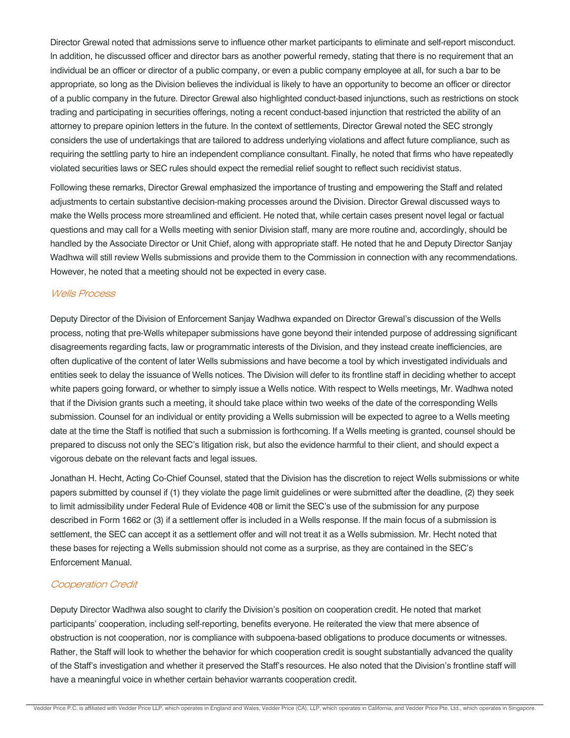Director Grewal noted that admissions serve to influence other market participants to eliminate and self-report misconduct. In addition, he discussed officer and director bars as another powerful remedy, stating that there is no requirement that an individual be an officer or director of a public company, or even a public company employee at all, for such a bar to be appropriate, so long as the Division believes the individual is likely to have an opportunity to become an officer or director of a public company in the future. Director Grewal also highlighted conduct-based injunctions, such as restrictions on stock trading and participating in securities offerings, noting a recent conduct-based injunction that restricted the ability of an attorney to prepare opinion letters in the future. In the context of settlements, Director Grewal noted the SEC strongly considers the use of undertakings that are tailored to address underlying violations and affect future compliance, such as requiring the settling party to hire an independent compliance consultant. Finally, he noted that firms who have repeatedly violated securities laws or SEC rules should expect the remedial relief sought to reflect such recidivist status.

Following these remarks, Director Grewal emphasized the importance of trusting and empowering the Staff and related adjustments to certain substantive decision-making processes around the Division. Director Grewal discussed ways to make the Wells process more streamlined and efficient. He noted that, while certain cases present novel legal or factual questions and may call for a Wells meeting with senior Division staff, many are more routine and, accordingly, should be handled by the Associate Director or Unit Chief, along with appropriate staff. He noted that he and Deputy Director Sanjay Wadhwa will still review Wells submissions and provide them to the Commission in connection with any recommendations. However, he noted that a meeting should not be expected in every case.

### *Wells Process*

Deputy Director of the Division of Enforcement Sanjay Wadhwa expanded on Director Grewal's discussion of the Wells process, noting that pre-Wells whitepaper submissions have gone beyond their intended purpose of addressing significant disagreements regarding facts, law or programmatic interests of the Division, and they instead create inefficiencies, are often duplicative of the content of later Wells submissions and have become a tool by which investigated individuals and entities seek to delay the issuance of Wells notices. The Division will defer to its frontline staff in deciding whether to accept white papers going forward, or whether to simply issue a Wells notice. With respect to Wells meetings, Mr. Wadhwa noted that if the Division grants such a meeting, it should take place within two weeks of the date of the corresponding Wells submission. Counsel for an individual or entity providing a Wells submission will be expected to agree to a Wells meeting date at the time the Staff is notified that such a submission is forthcoming. If a Wells meeting is granted, counsel should be prepared to discuss not only the SEC's litigation risk, but also the evidence harmful to their client, and should expect a vigorous debate on the relevant facts and legal issues.

Jonathan H. Hecht, Acting Co-Chief Counsel, stated that the Division has the discretion to reject Wells submissions or white papers submitted by counsel if (1) they violate the page limit guidelines or were submitted after the deadline, (2) they seek to limit admissibility under Federal Rule of Evidence 408 or limit the SEC's use of the submission for any purpose described in Form 1662 or (3) if a settlement offer is included in a Wells response. If the main focus of a submission is settlement, the SEC can accept it as a settlement offer and will not treat it as a Wells submission. Mr. Hecht noted that these bases for rejecting a Wells submission should not come as a surprise, as they are contained in the SEC's Enforcement Manual.

### *Cooperation Credit*

Deputy Director Wadhwa also sought to clarify the Division's position on cooperation credit. He noted that market participants' cooperation, including self-reporting, benefits everyone. He reiterated the view that mere absence of obstruction is not cooperation, nor is compliance with subpoena-based obligations to produce documents or witnesses. Rather, the Staff will look to whether the behavior for which cooperation credit is sought substantially advanced the quality of the Staff's investigation and whether it preserved the Staff's resources. He also noted that the Division's frontline staff will have a meaningful voice in whether certain behavior warrants cooperation credit.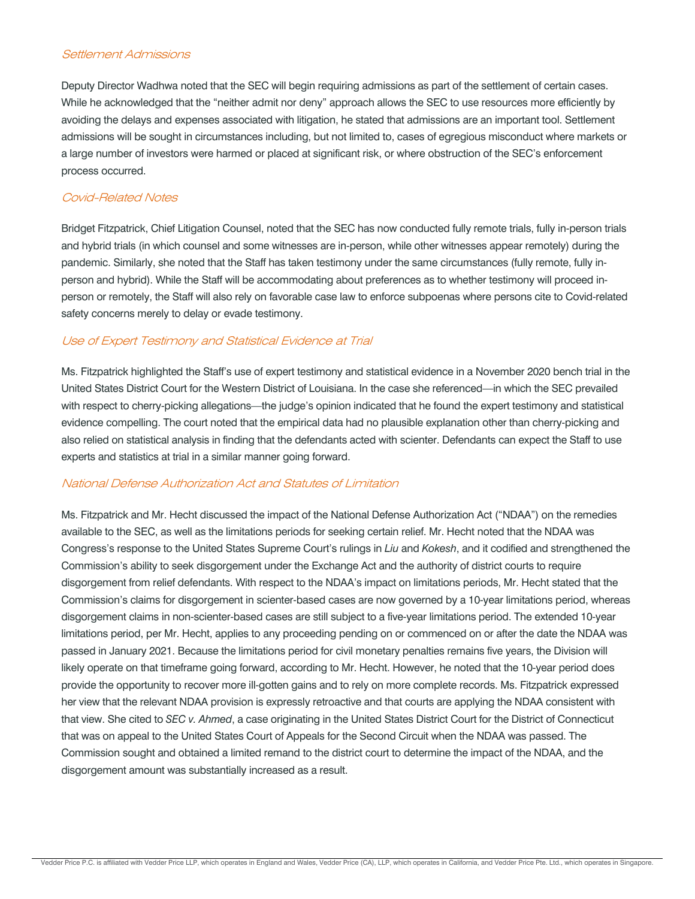### *Settlement Admissions*

Deputy Director Wadhwa noted that the SEC will begin requiring admissions as part of the settlement of certain cases. While he acknowledged that the "neither admit nor deny" approach allows the SEC to use resources more efficiently by avoiding the delays and expenses associated with litigation, he stated that admissions are an important tool. Settlement admissions will be sought in circumstances including, but not limited to, cases of egregious misconduct where markets or a large number of investors were harmed or placed at significant risk, or where obstruction of the SEC's enforcement process occurred.

### *Covid-Related Notes*

Bridget Fitzpatrick, Chief Litigation Counsel, noted that the SEC has now conducted fully remote trials, fully in-person trials and hybrid trials (in which counsel and some witnesses are in-person, while other witnesses appear remotely) during the pandemic. Similarly, she noted that the Staff has taken testimony under the same circumstances (fully remote, fully in-person and hybrid). While the Staff will be accommodating about preferences as to whether testimony will proceed in-person or remotely, the Staff will also rely on favorable case law to enforce subpoenas where persons cite to Covid-related safety concerns merely to delay or evade testimony.

### *Use of Expert Testimony and Statistical Evidence at Trial*

Ms. Fitzpatrick highlighted the Staff's use of expert testimony and statistical evidence in a November 2020 bench trial in the United States District Court for the Western District of Louisiana. In the case she referenced—in which the SEC prevailed with respect to cherry-picking allegations—the judge's opinion indicated that he found the expert testimony and statistical evidence compelling. The court noted that the empirical data had no plausible explanation other than cherry-picking and also relied on statistical analysis in finding that the defendants acted with scienter. Defendants can expect the Staff to use experts and statistics at trial in a similar manner going forward.

### *National Defense Authorization Act and Statutes of Limitation*

Ms. Fitzpatrick and Mr. Hecht discussed the impact of the National Defense Authorization Act ("NDAA") on the remedies available to the SEC, as well as the limitations periods for seeking certain relief. Mr. Hecht noted that the NDAA was Congress's response to the United States Supreme Court's rulings in *Liu* and *Kokesh*, and it codified and strengthened the Commission's ability to seek disgorgement under the Exchange Act and the authority of district courts to require disgorgement from relief defendants. With respect to the NDAA's impact on limitations periods, Mr. Hecht stated that the Commission's claims for disgorgement in scienter-based cases are now governed by a 10-year limitations period, whereas disgorgement claims in non-scienter-based cases are still subject to a five-year limitations period. The extended 10-year limitations period, per Mr. Hecht, applies to any proceeding pending on or commenced on or after the date the NDAA was passed in January 2021. Because the limitations period for civil monetary penalties remains five years, the Division will likely operate on that timeframe going forward, according to Mr. Hecht. However, he noted that the 10-year period does provide the opportunity to recover more ill-gotten gains and to rely on more complete records. Ms. Fitzpatrick expressed her view that the relevant NDAA provision is expressly retroactive and that courts are applying the NDAA consistent with that view. She cited to *SEC v. Ahmed*, a case originating in the United States District Court for the District of Connecticut that was on appeal to the United States Court of Appeals for the Second Circuit when the NDAA was passed. The Commission sought and obtained a limited remand to the district court to determine the impact of the NDAA, and the disgorgement amount was substantially increased as a result.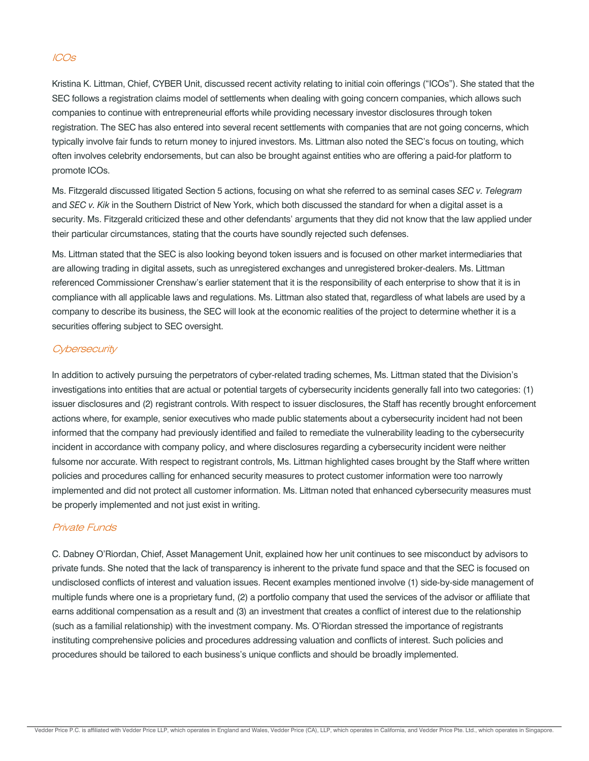### *ICOs*

Kristina K. Littman, Chief, CYBER Unit, discussed recent activity relating to initial coin offerings ("ICOs"). She stated that the SEC follows a registration claims model of settlements when dealing with going concern companies, which allows such companies to continue with entrepreneurial efforts while providing necessary investor disclosures through token registration. The SEC has also entered into several recent settlements with companies that are not going concerns, which typically involve fair funds to return money to injured investors. Ms. Littman also noted the SEC's focus on touting, which often involves celebrity endorsements, but can also be brought against entities who are offering a paid-for platform to promote ICOs.

Ms. Fitzgerald discussed litigated Section 5 actions, focusing on what she referred to as seminal cases *SEC v. Telegram* and *SEC v. Kik* in the Southern District of New York, which both discussed the standard for when a digital asset is a security. Ms. Fitzgerald criticized these and other defendants' arguments that they did not know that the law applied under their particular circumstances, stating that the courts have soundly rejected such defenses.

Ms. Littman stated that the SEC is also looking beyond token issuers and is focused on other market intermediaries that are allowing trading in digital assets, such as unregistered exchanges and unregistered broker-dealers. Ms. Littman referenced Commissioner Crenshaw's earlier statement that it is the responsibility of each enterprise to show that it is in compliance with all applicable laws and regulations. Ms. Littman also stated that, regardless of what labels are used by a company to describe its business, the SEC will look at the economic realities of the project to determine whether it is a securities offering subject to SEC oversight.

### *Cybersecurity*

In addition to actively pursuing the perpetrators of cyber-related trading schemes, Ms. Littman stated that the Division's investigations into entities that are actual or potential targets of cybersecurity incidents generally fall into two categories: (1) issuer disclosures and (2) registrant controls. With respect to issuer disclosures, the Staff has recently brought enforcement actions where, for example, senior executives who made public statements about a cybersecurity incident had not been informed that the company had previously identified and failed to remediate the vulnerability leading to the cybersecurity incident in accordance with company policy, and where disclosures regarding a cybersecurity incident were neither fulsome nor accurate. With respect to registrant controls, Ms. Littman highlighted cases brought by the Staff where written policies and procedures calling for enhanced security measures to protect customer information were too narrowly implemented and did not protect all customer information. Ms. Littman noted that enhanced cybersecurity measures must be properly implemented and not just exist in writing.

### *Private Funds*

C. Dabney O'Riordan, Chief, Asset Management Unit, explained how her unit continues to see misconduct by advisors to private funds. She noted that the lack of transparency is inherent to the private fund space and that the SEC is focused on undisclosed conflicts of interest and valuation issues. Recent examples mentioned involve (1) side-by-side management of multiple funds where one is a proprietary fund, (2) a portfolio company that used the services of the advisor or affiliate that earns additional compensation as a result and (3) an investment that creates a conflict of interest due to the relationship (such as a familial relationship) with the investment company. Ms. O'Riordan stressed the importance of registrants instituting comprehensive policies and procedures addressing valuation and conflicts of interest. Such policies and procedures should be tailored to each business's unique conflicts and should be broadly implemented.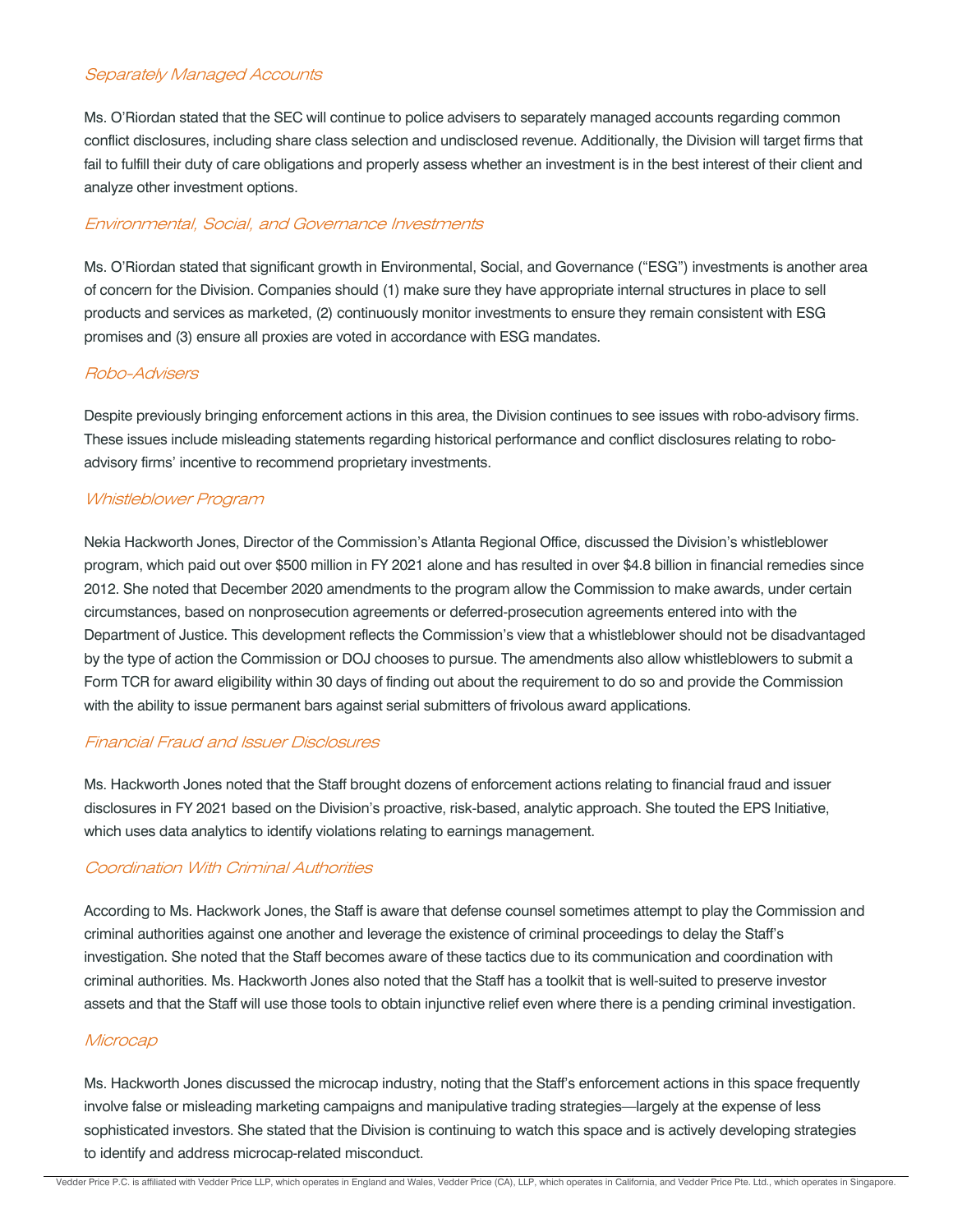### *Separately Managed Accounts*

Ms. O'Riordan stated that the SEC will continue to police advisers to separately managed accounts regarding common conflict disclosures, including share class selection and undisclosed revenue. Additionally, the Division will target firms that fail to fulfill their duty of care obligations and properly assess whether an investment is in the best interest of their client and analyze other investment options.

### *Environmental, Social, and Governance Investments*

Ms. O'Riordan stated that significant growth in Environmental, Social, and Governance ("ESG") investments is another area of concern for the Division. Companies should (1) make sure they have appropriate internal structures in place to sell products and services as marketed, (2) continuously monitor investments to ensure they remain consistent with ESG promises and (3) ensure all proxies are voted in accordance with ESG mandates.

### *Robo-Advisers*

Despite previously bringing enforcement actions in this area, the Division continues to see issues with robo-advisory firms. These issues include misleading statements regarding historical performance and conflict disclosures relating to robo-advisory firms' incentive to recommend proprietary investments.

### *Whistleblower Program*

Nekia Hackworth Jones, Director of the Commission's Atlanta Regional Office, discussed the Division's whistleblower program, which paid out over $500 million in FY 2021 alone and has resulted in over $4.8 billion in financial remedies since 2012. She noted that December 2020 amendments to the program allow the Commission to make awards, under certain circumstances, based on nonprosecution agreements or deferred-prosecution agreements entered into with the Department of Justice. This development reflects the Commission's view that a whistleblower should not be disadvantaged by the type of action the Commission or DOJ chooses to pursue. The amendments also allow whistleblowers to submit a Form TCR for award eligibility within 30 days of finding out about the requirement to do so and provide the Commission with the ability to issue permanent bars against serial submitters of frivolous award applications.

### *Financial Fraud and Issuer Disclosures*

Ms. Hackworth Jones noted that the Staff brought dozens of enforcement actions relating to financial fraud and issuer disclosures in FY 2021 based on the Division's proactive, risk-based, analytic approach. She touted the EPS Initiative, which uses data analytics to identify violations relating to earnings management.

### *Coordination With Criminal Authorities*

According to Ms. Hackwork Jones, the Staff is aware that defense counsel sometimes attempt to play the Commission and criminal authorities against one another and leverage the existence of criminal proceedings to delay the Staff's investigation. She noted that the Staff becomes aware of these tactics due to its communication and coordination with criminal authorities. Ms. Hackworth Jones also noted that the Staff has a toolkit that is well-suited to preserve investor assets and that the Staff will use those tools to obtain injunctive relief even where there is a pending criminal investigation.

### *Microcap*

Ms. Hackworth Jones discussed the microcap industry, noting that the Staff's enforcement actions in this space frequently involve false or misleading marketing campaigns and manipulative trading strategies—largely at the expense of less sophisticated investors. She stated that the Division is continuing to watch this space and is actively developing strategies to identify and address microcap-related misconduct.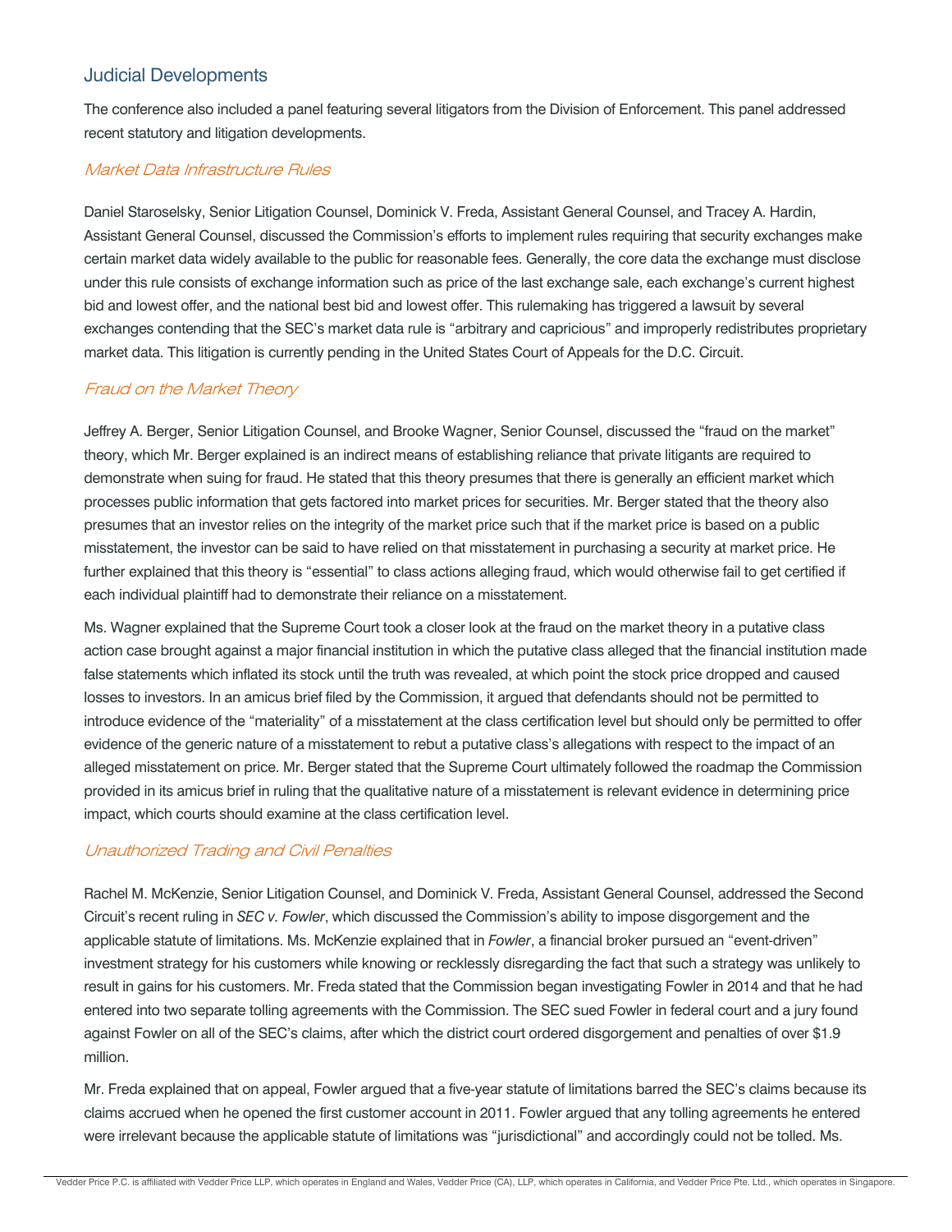## Judicial Developments

The conference also included a panel featuring several litigators from the Division of Enforcement. This panel addressed recent statutory and litigation developments.

### *Market Data Infrastructure Rules*

Daniel Staroselsky, Senior Litigation Counsel, Dominick V. Freda, Assistant General Counsel, and Tracey A. Hardin, Assistant General Counsel, discussed the Commission's efforts to implement rules requiring that security exchanges make certain market data widely available to the public for reasonable fees. Generally, the core data the exchange must disclose under this rule consists of exchange information such as price of the last exchange sale, each exchange's current highest bid and lowest offer, and the national best bid and lowest offer. This rulemaking has triggered a lawsuit by several exchanges contending that the SEC's market data rule is "arbitrary and capricious" and improperly redistributes proprietary market data. This litigation is currently pending in the United States Court of Appeals for the D.C. Circuit.

### *Fraud on the Market Theory*

Jeffrey A. Berger, Senior Litigation Counsel, and Brooke Wagner, Senior Counsel, discussed the "fraud on the market" theory, which Mr. Berger explained is an indirect means of establishing reliance that private litigants are required to demonstrate when suing for fraud. He stated that this theory presumes that there is generally an efficient market which processes public information that gets factored into market prices for securities. Mr. Berger stated that the theory also presumes that an investor relies on the integrity of the market price such that if the market price is based on a public misstatement, the investor can be said to have relied on that misstatement in purchasing a security at market price. He further explained that this theory is "essential" to class actions alleging fraud, which would otherwise fail to get certified if each individual plaintiff had to demonstrate their reliance on a misstatement.

Ms. Wagner explained that the Supreme Court took a closer look at the fraud on the market theory in a putative class action case brought against a major financial institution in which the putative class alleged that the financial institution made false statements which inflated its stock until the truth was revealed, at which point the stock price dropped and caused losses to investors. In an amicus brief filed by the Commission, it argued that defendants should not be permitted to introduce evidence of the "materiality" of a misstatement at the class certification level but should only be permitted to offer evidence of the generic nature of a misstatement to rebut a putative class's allegations with respect to the impact of an alleged misstatement on price. Mr. Berger stated that the Supreme Court ultimately followed the roadmap the Commission provided in its amicus brief in ruling that the qualitative nature of a misstatement is relevant evidence in determining price impact, which courts should examine at the class certification level.

### *Unauthorized Trading and Civil Penalties*

Rachel M. McKenzie, Senior Litigation Counsel, and Dominick V. Freda, Assistant General Counsel, addressed the Second Circuit's recent ruling in *SEC v. Fowler*, which discussed the Commission's ability to impose disgorgement and the applicable statute of limitations. Ms. McKenzie explained that in *Fowler*, a financial broker pursued an "event-driven" investment strategy for his customers while knowing or recklessly disregarding the fact that such a strategy was unlikely to result in gains for his customers. Mr. Freda stated that the Commission began investigating Fowler in 2014 and that he had entered into two separate tolling agreements with the Commission. The SEC sued Fowler in federal court and a jury found against Fowler on all of the SEC's claims, after which the district court ordered disgorgement and penalties of over $1.9 million.

Mr. Freda explained that on appeal, Fowler argued that a five-year statute of limitations barred the SEC's claims because its claims accrued when he opened the first customer account in 2011. Fowler argued that any tolling agreements he entered were irrelevant because the applicable statute of limitations was "jurisdictional" and accordingly could not be tolled. Ms.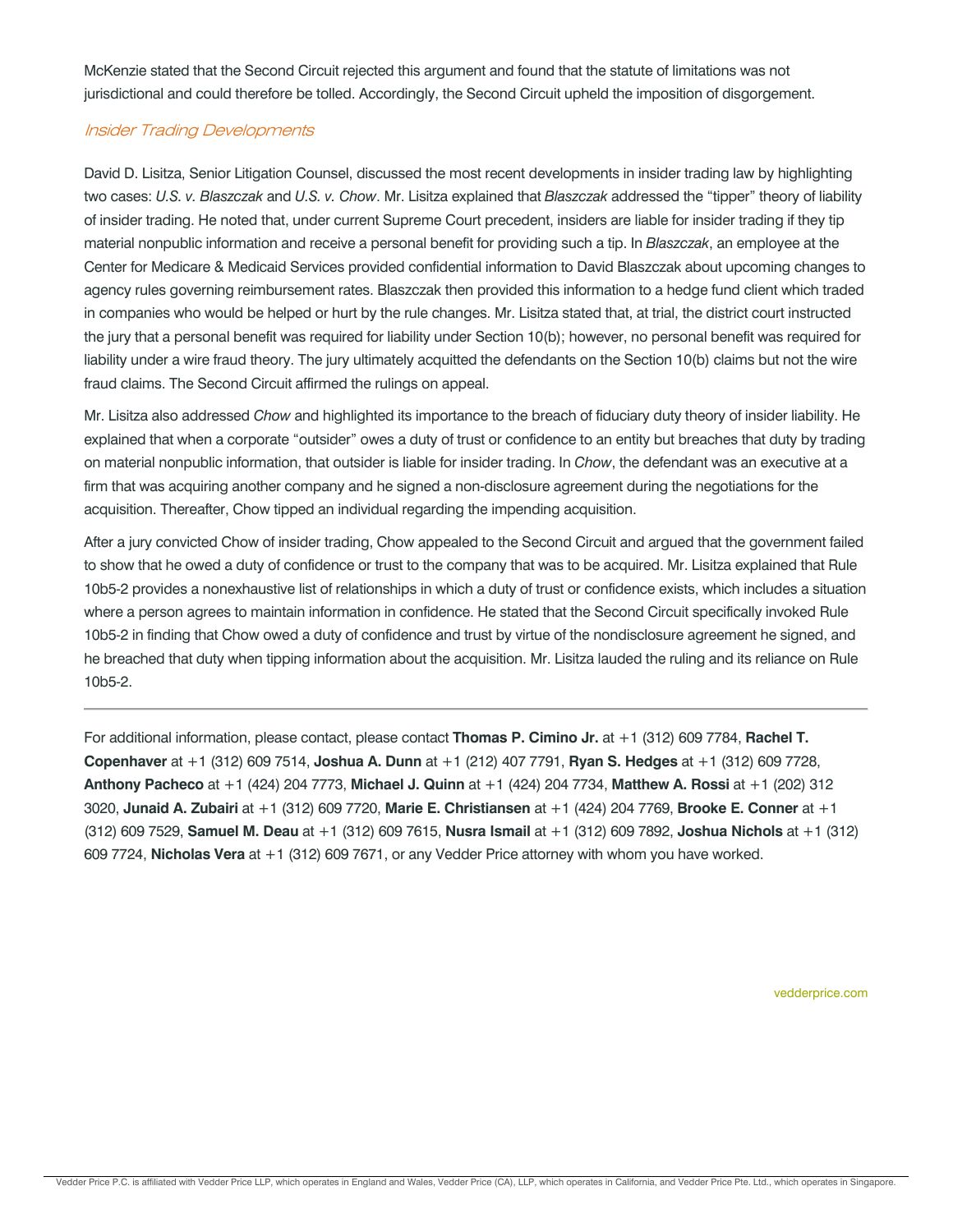McKenzie stated that the Second Circuit rejected this argument and found that the statute of limitations was not jurisdictional and could therefore be tolled. Accordingly, the Second Circuit upheld the imposition of disgorgement.

### *Insider Trading Developments*

David D. Lisitza, Senior Litigation Counsel, discussed the most recent developments in insider trading law by highlighting two cases: *U.S. v. Blaszczak* and *U.S. v. Chow*. Mr. Lisitza explained that *Blaszczak* addressed the "tipper" theory of liability of insider trading. He noted that, under current Supreme Court precedent, insiders are liable for insider trading if they tip material nonpublic information and receive a personal benefit for providing such a tip. In *Blaszczak*, an employee at the Center for Medicare & Medicaid Services provided confidential information to David Blaszczak about upcoming changes to agency rules governing reimbursement rates. Blaszczak then provided this information to a hedge fund client which traded in companies who would be helped or hurt by the rule changes. Mr. Lisitza stated that, at trial, the district court instructed the jury that a personal benefit was required for liability under Section 10(b); however, no personal benefit was required for liability under a wire fraud theory. The jury ultimately acquitted the defendants on the Section 10(b) claims but not the wire fraud claims. The Second Circuit affirmed the rulings on appeal.

Mr. Lisitza also addressed *Chow* and highlighted its importance to the breach of fiduciary duty theory of insider liability. He explained that when a corporate "outsider" owes a duty of trust or confidence to an entity but breaches that duty by trading on material nonpublic information, that outsider is liable for insider trading. In *Chow*, the defendant was an executive at a firm that was acquiring another company and he signed a non-disclosure agreement during the negotiations for the acquisition. Thereafter, Chow tipped an individual regarding the impending acquisition.

After a jury convicted Chow of insider trading, Chow appealed to the Second Circuit and argued that the government failed to show that he owed a duty of confidence or trust to the company that was to be acquired. Mr. Lisitza explained that Rule 10b5-2 provides a nonexhaustive list of relationships in which a duty of trust or confidence exists, which includes a situation where a person agrees to maintain information in confidence. He stated that the Second Circuit specifically invoked Rule 10b5-2 in finding that Chow owed a duty of confidence and trust by virtue of the nondisclosure agreement he signed, and he breached that duty when tipping information about the acquisition. Mr. Lisitza lauded the ruling and its reliance on Rule 10b5-2.

---

For additional information, please contact, please contact **Thomas P. Cimino Jr.** at +1 (312) 609 7784, **Rachel T. Copenhaver** at +1 (312) 609 7514, **Joshua A. Dunn** at +1 (212) 407 7791, **Ryan S. Hedges** at +1 (312) 609 7728, **Anthony Pacheco** at +1 (424) 204 7773, **Michael J. Quinn** at +1 (424) 204 7734, **Matthew A. Rossi** at +1 (202) 312 3020, **Junaid A. Zubairi** at +1 (312) 609 7720, **Marie E. Christiansen** at +1 (424) 204 7769, **Brooke E. Conner** at +1 (312) 609 7529, **Samuel M. Deau** at +1 (312) 609 7615, **Nusra Ismail** at +1 (312) 609 7892, **Joshua Nichols** at +1 (312) 609 7724, **Nicholas Vera** at +1 (312) 609 7671, or any Vedder Price attorney with whom you have worked.

vedderprice.com

Vedder Price P.C. is affiliated with Vedder Price LLP, which operates in England and Wales, Vedder Price (CA), LLP, which operates in California, and Vedder Price Pte. Ltd., which operates in Singapore.